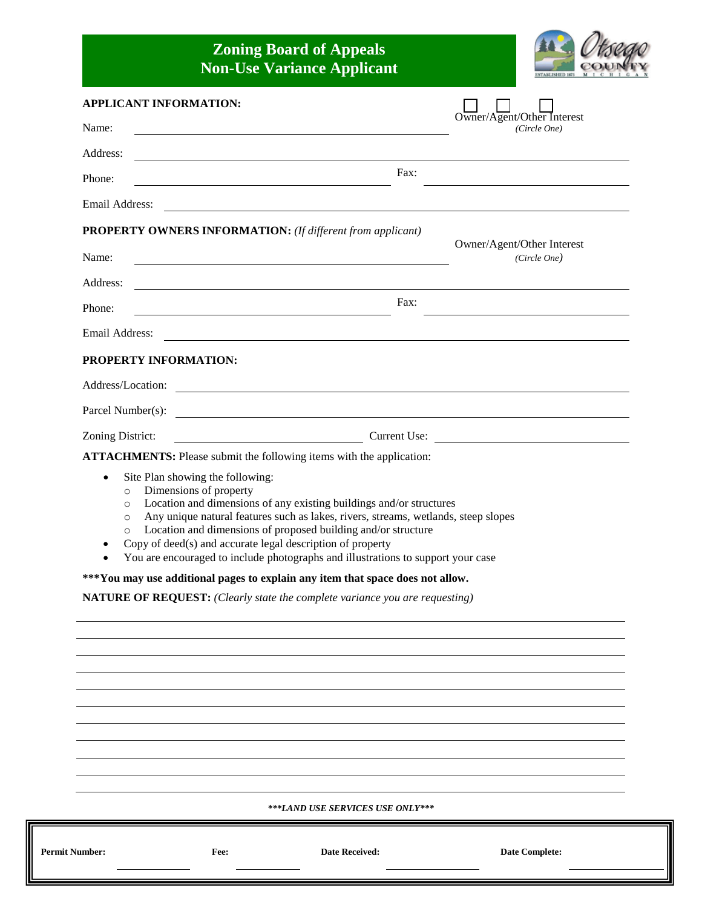# Zoning Board of Appeals
## Non-Use Variance Applicant

**APPLICANT INFORMATION:**

☐ ☐ ☐ Owner/Agent/Other Interest *(Circle One)*

Name: ______________________________

Address: ______________________________

Phone: ______________________________ Fax: ______________________________

Email Address: ______________________________

**PROPERTY OWNERS INFORMATION:** *(If different from applicant)*

Owner/Agent/Other Interest *(Circle One)*

Name: ______________________________

Address: ______________________________

Phone: ______________________________ Fax: ______________________________

Email Address: ______________________________

**PROPERTY INFORMATION:**

Address/Location: ______________________________

Parcel Number(s): ______________________________

Zoning District: ______________________________ Current Use: ______________________________

**ATTACHMENTS:** Please submit the following items with the application:

- Site Plan showing the following:
  - Dimensions of property
  - Location and dimensions of any existing buildings and/or structures
  - Any unique natural features such as lakes, rivers, streams, wetlands, steep slopes
  - Location and dimensions of proposed building and/or structure
- Copy of deed(s) and accurate legal description of property
- You are encouraged to include photographs and illustrations to support your case

**\*\*\*You may use additional pages to explain any item that space does not allow.**

**NATURE OF REQUEST:** *(Clearly state the complete variance you are requesting)*

______________________________

______________________________

______________________________

______________________________

______________________________

______________________________

______________________________

______________________________

______________________________

______________________________

***\*\*\*LAND USE SERVICES USE ONLY\*\*\****

| **Permit Number:** ________ | **Fee:** ________ | **Date Received:** ________ | **Date Complete:** ________ |
|---|---|---|---|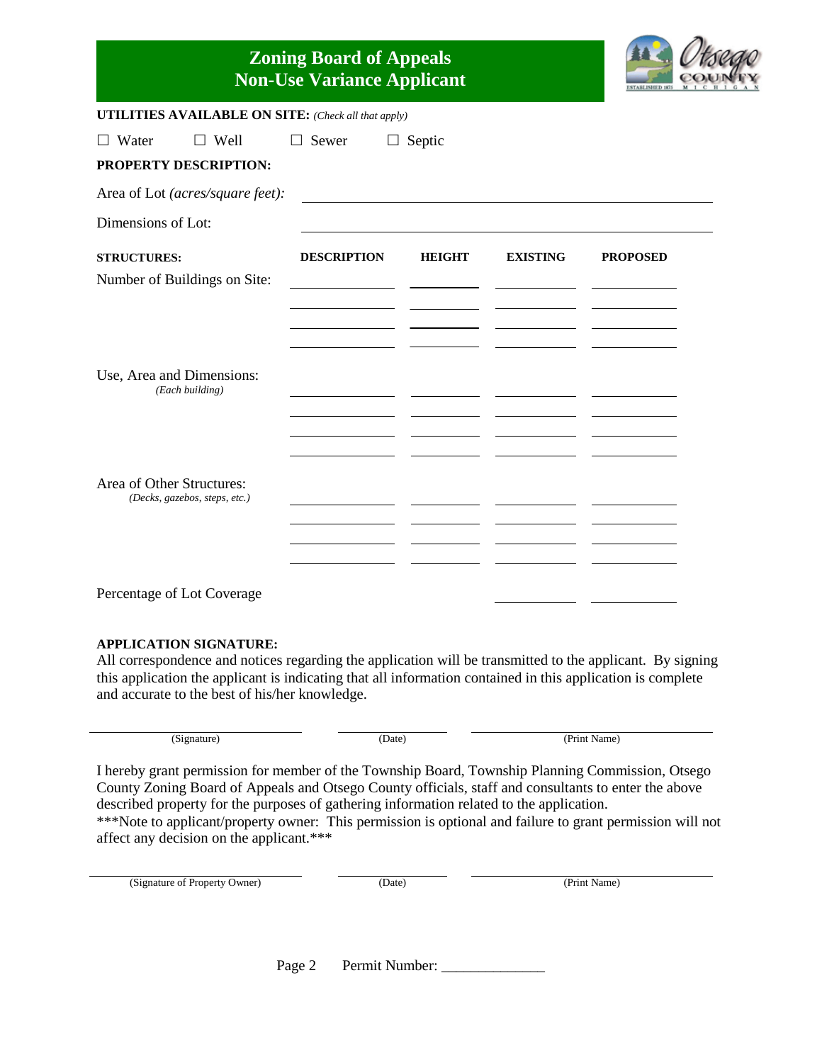# Zoning Board of Appeals
## Non-Use Variance Applicant

**UTILITIES AVAILABLE ON SITE:** *(Check all that apply)*

☐ Water ☐ Well ☐ Sewer ☐ Septic

**PROPERTY DESCRIPTION:**

Area of Lot *(acres/square feet)*: ______________________________

Dimensions of Lot: ______________________________

| STRUCTURES: | DESCRIPTION | HEIGHT | EXISTING | PROPOSED |
|---|---|---|---|---|
| Number of Buildings on Site: | | | | |
| | | | | |
| | | | | |
| | | | | |
| Use, Area and Dimensions: *(Each building)* | | | | |
| | | | | |
| | | | | |
| | | | | |
| Area of Other Structures: *(Decks, gazebos, steps, etc.)* | | | | |
| | | | | |
| | | | | |
| | | | | |
| Percentage of Lot Coverage | | | | |

**APPLICATION SIGNATURE:**

All correspondence and notices regarding the application will be transmitted to the applicant. By signing this application the applicant is indicating that all information contained in this application is complete and accurate to the best of his/her knowledge.

______________________ (Signature) ______________ (Date) ______________________ (Print Name)

I hereby grant permission for member of the Township Board, Township Planning Commission, Otsego County Zoning Board of Appeals and Otsego County officials, staff and consultants to enter the above described property for the purposes of gathering information related to the application.

***Note to applicant/property owner: This permission is optional and failure to grant permission will not affect any decision on the applicant.***

______________________ (Signature of Property Owner) ______________ (Date) ______________________ (Print Name)

Permit Number: ______________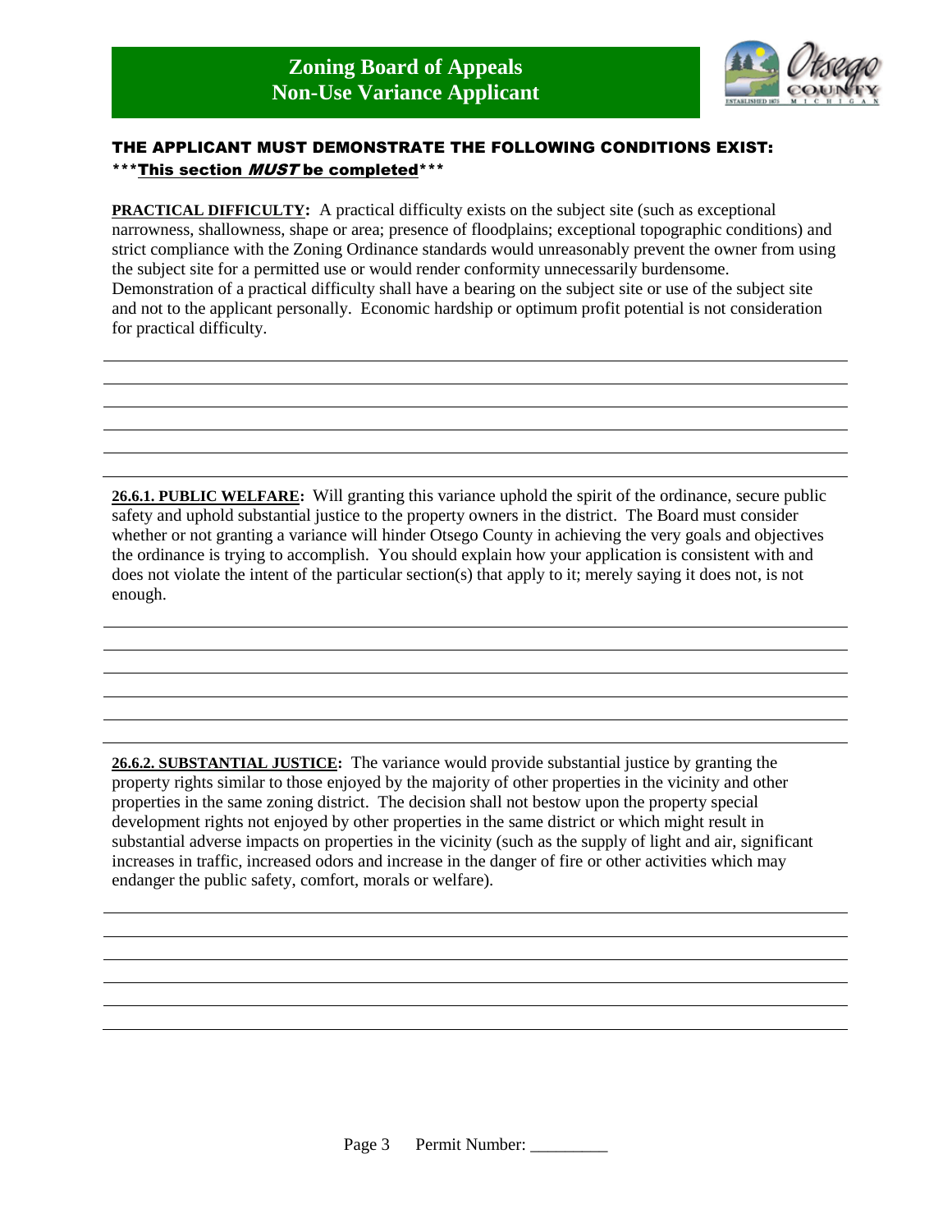# Zoning Board of Appeals
## Non-Use Variance Applicant

**THE APPLICANT MUST DEMONSTRATE THE FOLLOWING CONDITIONS EXIST:**

*****This section *MUST* be completed*****

**PRACTICAL DIFFICULTY:** A practical difficulty exists on the subject site (such as exceptional narrowness, shallowness, shape or area; presence of floodplains; exceptional topographic conditions) and strict compliance with the Zoning Ordinance standards would unreasonably prevent the owner from using the subject site for a permitted use or would render conformity unnecessarily burdensome. Demonstration of a practical difficulty shall have a bearing on the subject site or use of the subject site and not to the applicant personally. Economic hardship or optimum profit potential is not consideration for practical difficulty.

______________________________________________________________________________

______________________________________________________________________________

______________________________________________________________________________

______________________________________________________________________________

______________________________________________________________________________

**26.6.1. PUBLIC WELFARE:** Will granting this variance uphold the spirit of the ordinance, secure public safety and uphold substantial justice to the property owners in the district. The Board must consider whether or not granting a variance will hinder Otsego County in achieving the very goals and objectives the ordinance is trying to accomplish. You should explain how your application is consistent with and does not violate the intent of the particular section(s) that apply to it; merely saying it does not, is not enough.

______________________________________________________________________________

______________________________________________________________________________

______________________________________________________________________________

______________________________________________________________________________

______________________________________________________________________________

**26.6.2. SUBSTANTIAL JUSTICE:** The variance would provide substantial justice by granting the property rights similar to those enjoyed by the majority of other properties in the vicinity and other properties in the same zoning district. The decision shall not bestow upon the property special development rights not enjoyed by other properties in the same district or which might result in substantial adverse impacts on properties in the vicinity (such as the supply of light and air, significant increases in traffic, increased odors and increase in the danger of fire or other activities which may endanger the public safety, comfort, morals or welfare).

______________________________________________________________________________

______________________________________________________________________________

______________________________________________________________________________

______________________________________________________________________________

______________________________________________________________________________

Permit Number: _________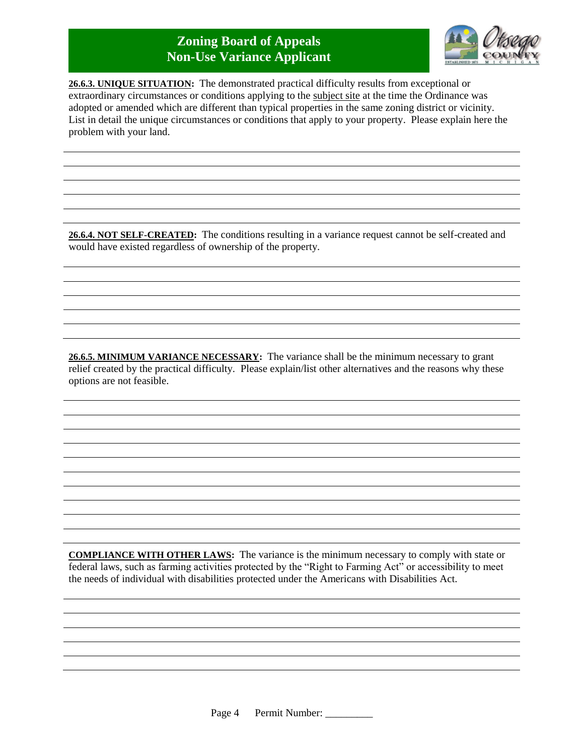# Zoning Board of Appeals
## Non-Use Variance Applicant

**26.6.3. UNIQUE SITUATION:** The demonstrated practical difficulty results from exceptional or extraordinary circumstances or conditions applying to the subject site at the time the Ordinance was adopted or amended which are different than typical properties in the same zoning district or vicinity. List in detail the unique circumstances or conditions that apply to your property. Please explain here the problem with your land.

**26.6.4. NOT SELF-CREATED:** The conditions resulting in a variance request cannot be self-created and would have existed regardless of ownership of the property.

**26.6.5. MINIMUM VARIANCE NECESSARY:** The variance shall be the minimum necessary to grant relief created by the practical difficulty. Please explain/list other alternatives and the reasons why these options are not feasible.

**COMPLIANCE WITH OTHER LAWS:** The variance is the minimum necessary to comply with state or federal laws, such as farming activities protected by the "Right to Farming Act" or accessibility to meet the needs of individual with disabilities protected under the Americans with Disabilities Act.

Permit Number: _________